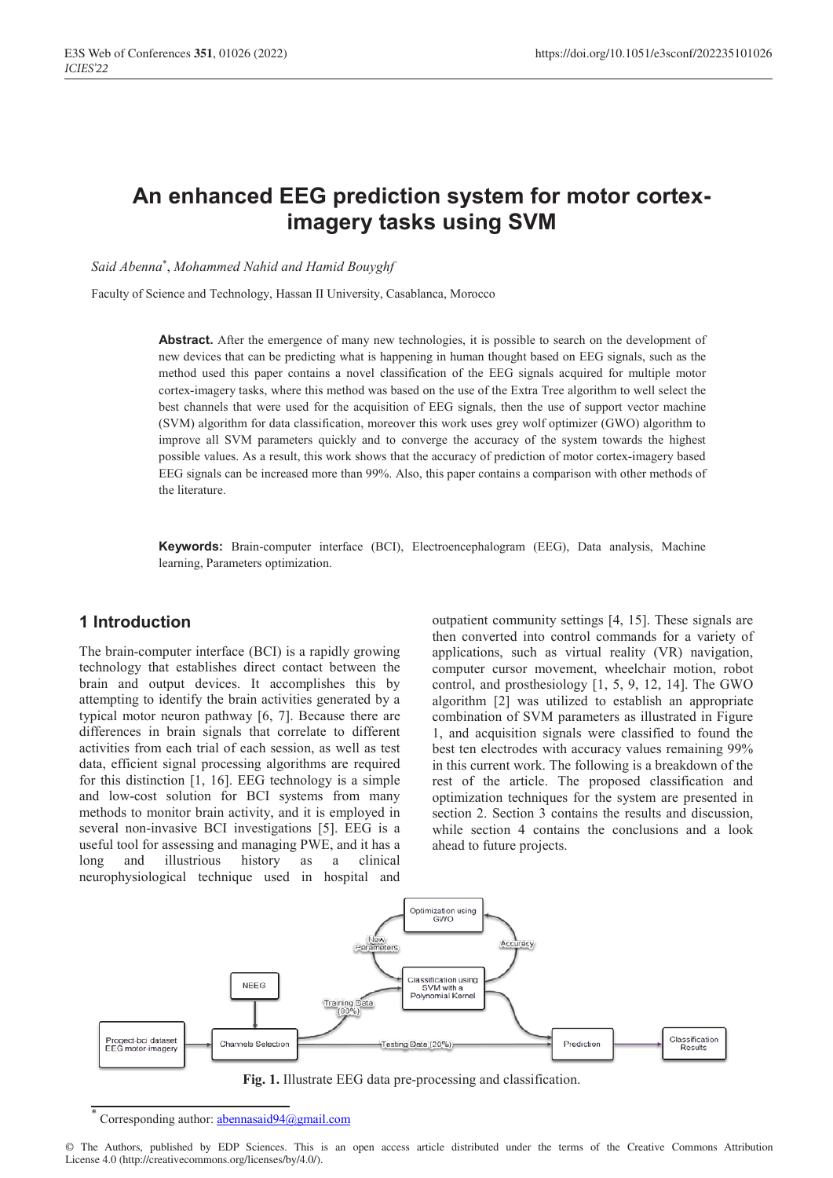# An enhanced EEG prediction system for motor cortex-imagery tasks using SVM

*Said Abenna*[*], *Mohammed Nahid and Hamid Bouyghf*

Faculty of Science and Technology, Hassan II University, Casablanca, Morocco

**Abstract.** After the emergence of many new technologies, it is possible to search on the development of new devices that can be predicting what is happening in human thought based on EEG signals, such as the method used this paper contains a novel classification of the EEG signals acquired for multiple motor cortex-imagery tasks, where this method was based on the use of the Extra Tree algorithm to well select the best channels that were used for the acquisition of EEG signals, then the use of support vector machine (SVM) algorithm for data classification, moreover this work uses grey wolf optimizer (GWO) algorithm to improve all SVM parameters quickly and to converge the accuracy of the system towards the highest possible values. As a result, this work shows that the accuracy of prediction of motor cortex-imagery based EEG signals can be increased more than 99%. Also, this paper contains a comparison with other methods of the literature.

**Keywords:** Brain-computer interface (BCI), Electroencephalogram (EEG), Data analysis, Machine learning, Parameters optimization.

## 1 Introduction

The brain-computer interface (BCI) is a rapidly growing technology that establishes direct contact between the brain and output devices. It accomplishes this by attempting to identify the brain activities generated by a typical motor neuron pathway [6, 7]. Because there are differences in brain signals that correlate to different activities from each trial of each session, as well as test data, efficient signal processing algorithms are required for this distinction [1, 16]. EEG technology is a simple and low-cost solution for BCI systems from many methods to monitor brain activity, and it is employed in several non-invasive BCI investigations [5]. EEG is a useful tool for assessing and managing PWE, and it has a long and illustrious history as a clinical neurophysiological technique used in hospital and outpatient community settings [4, 15]. These signals are then converted into control commands for a variety of applications, such as virtual reality (VR) navigation, computer cursor movement, wheelchair motion, robot control, and prosthesiology [1, 5, 9, 12, 14]. The GWO algorithm [2] was utilized to establish an appropriate combination of SVM parameters as illustrated in Figure 1, and acquisition signals were classified to found the best ten electrodes with accuracy values remaining 99% in this current work. The following is a breakdown of the rest of the article. The proposed classification and optimization techniques for the system are presented in section 2. Section 3 contains the results and discussion, while section 4 contains the conclusions and a look ahead to future projects.

**Fig. 1.** Illustrate EEG data pre-processing and classification.

[*] Corresponding author: abennasaid94@gmail.com

© The Authors, published by EDP Sciences. This is an open access article distributed under the terms of the Creative Commons Attribution License 4.0 (http://creativecommons.org/licenses/by/4.0/).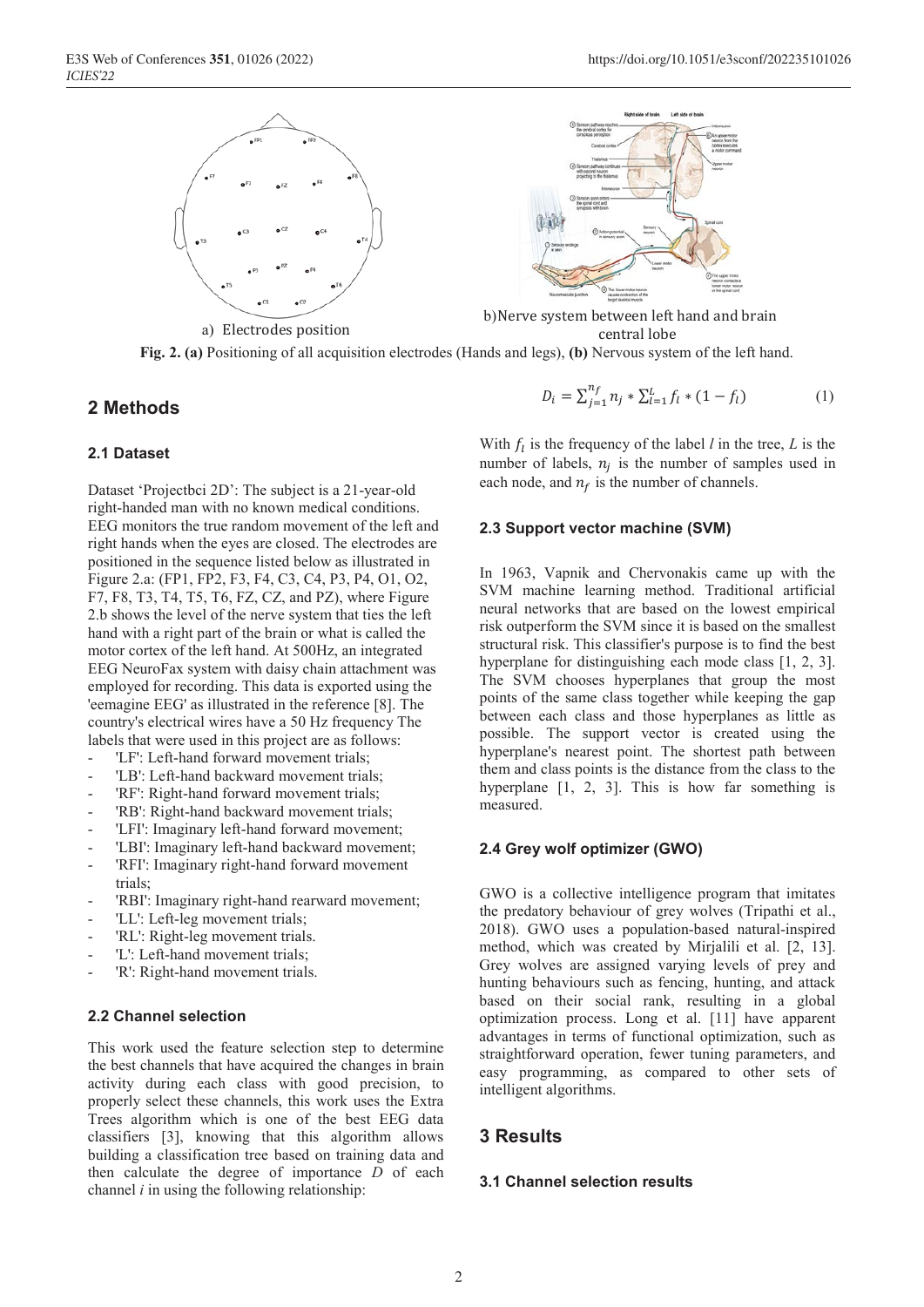a) Electrodes position

b) Nerve system between left hand and brain central lobe

**Fig. 2. (a)** Positioning of all acquisition electrodes (Hands and legs), **(b)** Nervous system of the left hand.

## 2 Methods

### 2.1 Dataset

Dataset 'Projectbci 2D': The subject is a 21-year-old right-handed man with no known medical conditions. EEG monitors the true random movement of the left and right hands when the eyes are closed. The electrodes are positioned in the sequence listed below as illustrated in Figure 2.a: (FP1, FP2, F3, F4, C3, C4, P3, P4, O1, O2, F7, F8, T3, T4, T5, T6, FZ, CZ, and PZ), where Figure 2.b shows the level of the nerve system that ties the left hand with a right part of the brain or what is called the motor cortex of the left hand. At 500Hz, an integrated EEG NeuroFax system with daisy chain attachment was employed for recording. This data is exported using the 'eemagine EEG' as illustrated in the reference [8]. The country's electrical wires have a 50 Hz frequency The labels that were used in this project are as follows:

- 'LF': Left-hand forward movement trials;
- 'LB': Left-hand backward movement trials;
- 'RF': Right-hand forward movement trials;
- 'RB': Right-hand backward movement trials;
- 'LFI': Imaginary left-hand forward movement;
- 'LBI': Imaginary left-hand backward movement;
- 'RFI': Imaginary right-hand forward movement trials;
- 'RBI': Imaginary right-hand rearward movement;
- 'LL': Left-leg movement trials;
- 'RL': Right-leg movement trials.
- 'L': Left-hand movement trials;
- 'R': Right-hand movement trials.

### 2.2 Channel selection

This work used the feature selection step to determine the best channels that have acquired the changes in brain activity during each class with good precision, to properly select these channels, this work uses the Extra Trees algorithm which is one of the best EEG data classifiers [3], knowing that this algorithm allows building a classification tree based on training data and then calculate the degree of importance $D$ of each channel $i$ in using the following relationship:

$$D_i = \sum_{j=1}^{n_f} n_j * \sum_{l=1}^{L} f_l * (1 - f_l) \tag{1}$$

With $f_l$ is the frequency of the label $l$ in the tree, $L$ is the number of labels, $n_j$ is the number of samples used in each node, and $n_f$ is the number of channels.

### 2.3 Support vector machine (SVM)

In 1963, Vapnik and Chervonakis came up with the SVM machine learning method. Traditional artificial neural networks that are based on the lowest empirical risk outperform the SVM since it is based on the smallest structural risk. This classifier's purpose is to find the best hyperplane for distinguishing each mode class [1, 2, 3]. The SVM chooses hyperplanes that group the most points of the same class together while keeping the gap between each class and those hyperplanes as little as possible. The support vector is created using the hyperplane's nearest point. The shortest path between them and class points is the distance from the class to the hyperplane [1, 2, 3]. This is how far something is measured.

### 2.4 Grey wolf optimizer (GWO)

GWO is a collective intelligence program that imitates the predatory behaviour of grey wolves (Tripathi et al., 2018). GWO uses a population-based natural-inspired method, which was created by Mirjalili et al. [2, 13]. Grey wolves are assigned varying levels of prey and hunting behaviours such as fencing, hunting, and attack based on their social rank, resulting in a global optimization process. Long et al. [11] have apparent advantages in terms of functional optimization, such as straightforward operation, fewer tuning parameters, and easy programming, as compared to other sets of intelligent algorithms.

## 3 Results

### 3.1 Channel selection results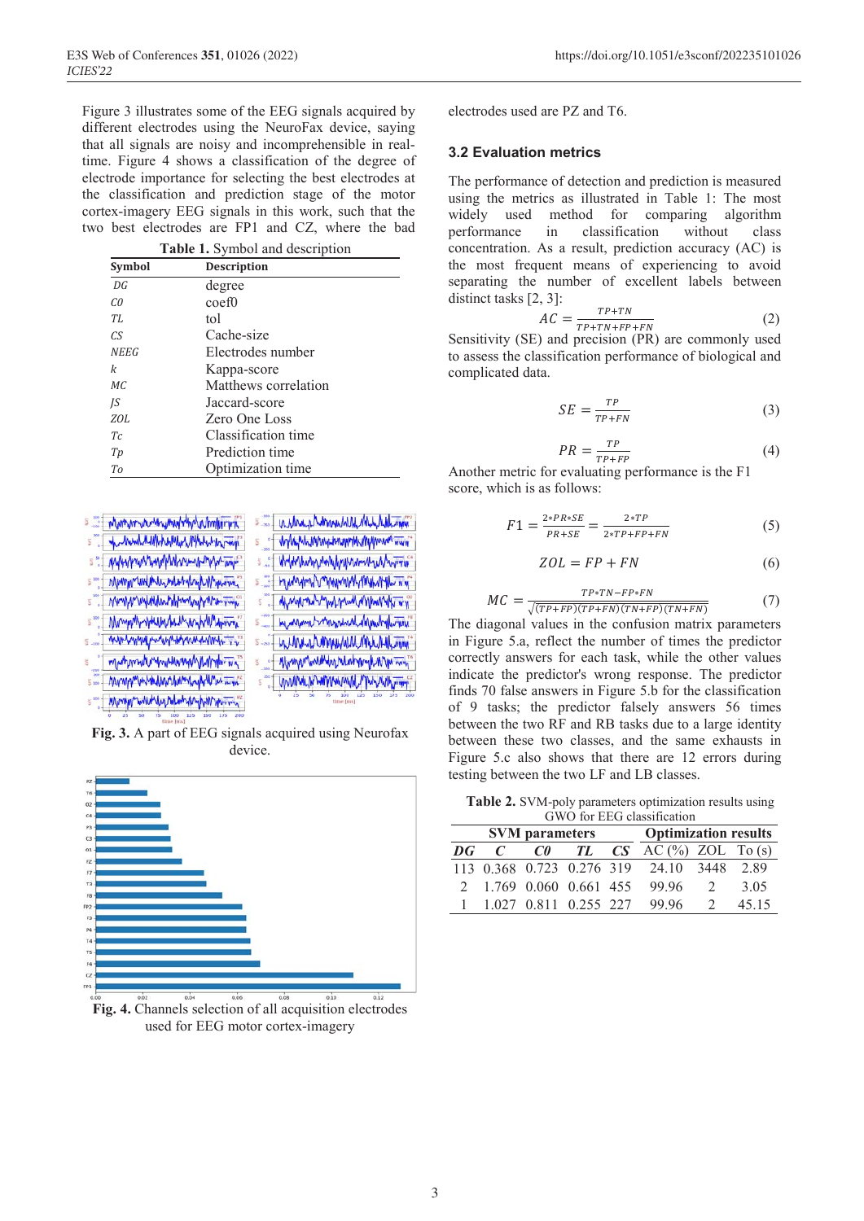Figure 3 illustrates some of the EEG signals acquired by different electrodes using the NeuroFax device, saying that all signals are noisy and incomprehensible in real-time. Figure 4 shows a classification of the degree of electrode importance for selecting the best electrodes at the classification and prediction stage of the motor cortex-imagery EEG signals in this work, such that the two best electrodes are FP1 and CZ, where the bad electrodes used are PZ and T6.

**Table 1.** Symbol and description

| Symbol | Description |
|---|---|
| *DG* | degree |
| *C0* | coef0 |
| *TL* | tol |
| *CS* | Cache-size |
| *NEEG* | Electrodes number |
| *k* | Kappa-score |
| *MC* | Matthews correlation |
| *JS* | Jaccard-score |
| *ZOL* | Zero One Loss |
| *Tc* | Classification time |
| *Tp* | Prediction time |
| *To* | Optimization time |

**Fig. 3.** A part of EEG signals acquired using Neurofax device.

**Fig. 4.** Channels selection of all acquisition electrodes used for EEG motor cortex-imagery

### 3.2 Evaluation metrics

The performance of detection and prediction is measured using the metrics as illustrated in Table 1: The most widely used method for comparing algorithm performance in classification without class concentration. As a result, prediction accuracy (AC) is the most frequent means of experiencing to avoid separating the number of excellent labels between distinct tasks [2, 3]:

$$AC = \frac{TP+TN}{TP+TN+FP+FN} \tag{2}$$

Sensitivity (SE) and precision (PR) are commonly used to assess the classification performance of biological and complicated data.

$$SE = \frac{TP}{TP+FN} \tag{3}$$

$$PR = \frac{TP}{TP+FP} \tag{4}$$

Another metric for evaluating performance is the F1 score, which is as follows:

$$F1 = \frac{2*PR*SE}{PR+SE} = \frac{2*TP}{2*TP+FP+FN} \tag{5}$$

$$ZOL = FP + FN \tag{6}$$

$$MC = \frac{TP*TN-FP*FN}{\sqrt{(TP+FP)(TP+FN)(TN+FP)(TN+FN)}} \tag{7}$$

The diagonal values in the confusion matrix parameters in Figure 5.a, reflect the number of times the predictor correctly answers for each task, while the other values indicate the predictor's wrong response. The predictor finds 70 false answers in Figure 5.b for the classification of 9 tasks; the predictor falsely answers 56 times between the two RF and RB tasks due to a large identity between these two classes, and the same exhausts in Figure 5.c also shows that there are 12 errors during testing between the two LF and LB classes.

**Table 2.** SVM-poly parameters optimization results using GWO for EEG classification

| SVM parameters | | | | | Optimization results | | |
|---|---|---|---|---|---|---|---|
| *DG* | *C* | *C0* | *TL* | *CS* | AC (%) | ZOL | To (s) |
| 113 | 0.368 | 0.723 | 0.276 | 319 | 24.10 | 3448 | 2.89 |
| 2 | 1.769 | 0.060 | 0.661 | 455 | 99.96 | 2 | 3.05 |
| 1 | 1.027 | 0.811 | 0.255 | 227 | 99.96 | 2 | 45.15 |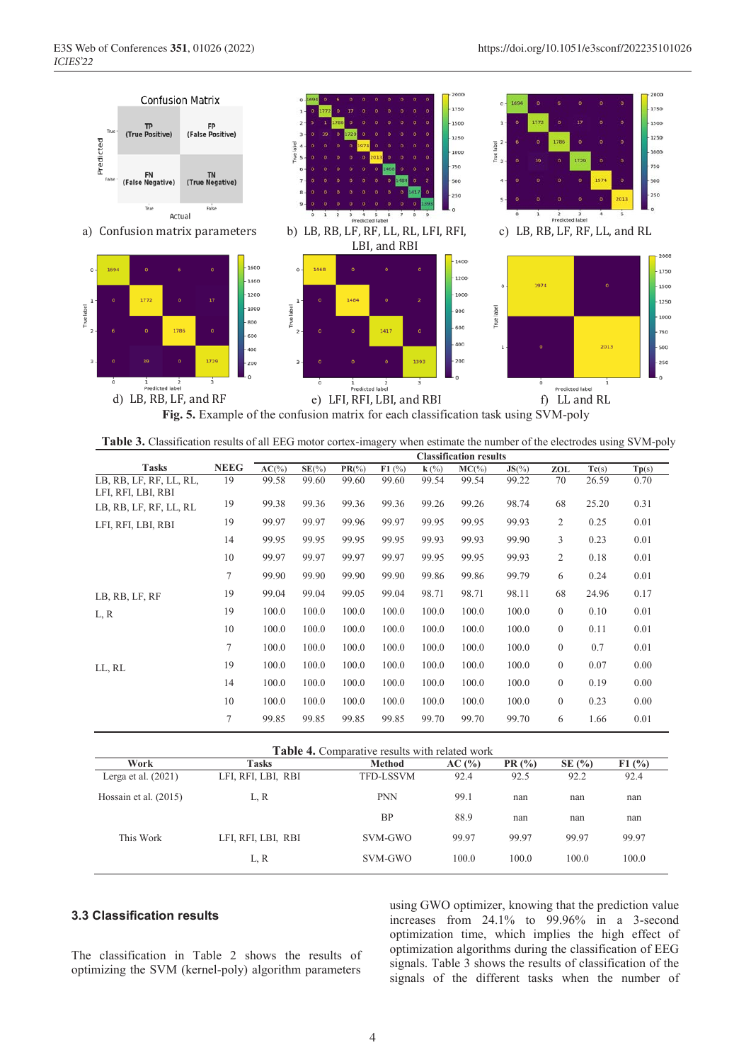a) Confusion matrix parameters

b) LB, RB, LF, RF, LL, RL, LFI, RFI, LBI, and RBI

c) LB, RB, LF, RF, LL, and RL

d) LB, RB, LF, and RF

e) LFI, RFI, LBI, and RBI

f) LL and RL

**Fig. 5.** Example of the confusion matrix for each classification task using SVM-poly

**Table 3.** Classification results of all EEG motor cortex-imagery when estimate the number of the electrodes using SVM-poly

| Tasks | NEEG | Classification results | | | | | | | | | |
|---|---|---|---|---|---|---|---|---|---|---|---|
| | | AC(%) | SE(%) | PR(%) | F1 (%) | k (%) | MC(%) | JS(%) | ZOL | Tc(s) | Tp(s) |
| LB, RB, LF, RF, LL, RL, LFI, RFI, LBI, RBI | 19 | 99.58 | 99.60 | 99.60 | 99.60 | 99.54 | 99.54 | 99.22 | 70 | 26.59 | 0.70 |
| LB, RB, LF, RF, LL, RL | 19 | 99.38 | 99.36 | 99.36 | 99.36 | 99.26 | 99.26 | 98.74 | 68 | 25.20 | 0.31 |
| LFI, RFI, LBI, RBI | 19 | 99.97 | 99.97 | 99.96 | 99.97 | 99.95 | 99.95 | 99.93 | 2 | 0.25 | 0.01 |
| | 14 | 99.95 | 99.95 | 99.95 | 99.95 | 99.93 | 99.93 | 99.90 | 3 | 0.23 | 0.01 |
| | 10 | 99.97 | 99.97 | 99.97 | 99.97 | 99.95 | 99.95 | 99.93 | 2 | 0.18 | 0.01 |
| | 7 | 99.90 | 99.90 | 99.90 | 99.90 | 99.86 | 99.86 | 99.79 | 6 | 0.24 | 0.01 |
| LB, RB, LF, RF | 19 | 99.04 | 99.04 | 99.05 | 99.04 | 98.71 | 98.71 | 98.11 | 68 | 24.96 | 0.17 |
| L, R | 19 | 100.0 | 100.0 | 100.0 | 100.0 | 100.0 | 100.0 | 100.0 | 0 | 0.10 | 0.01 |
| | 10 | 100.0 | 100.0 | 100.0 | 100.0 | 100.0 | 100.0 | 100.0 | 0 | 0.11 | 0.01 |
| | 7 | 100.0 | 100.0 | 100.0 | 100.0 | 100.0 | 100.0 | 100.0 | 0 | 0.7 | 0.01 |
| LL, RL | 19 | 100.0 | 100.0 | 100.0 | 100.0 | 100.0 | 100.0 | 100.0 | 0 | 0.07 | 0.00 |
| | 14 | 100.0 | 100.0 | 100.0 | 100.0 | 100.0 | 100.0 | 100.0 | 0 | 0.19 | 0.00 |
| | 10 | 100.0 | 100.0 | 100.0 | 100.0 | 100.0 | 100.0 | 100.0 | 0 | 0.23 | 0.00 |
| | 7 | 99.85 | 99.85 | 99.85 | 99.85 | 99.70 | 99.70 | 99.70 | 6 | 1.66 | 0.01 |

**Table 4.** Comparative results with related work

| Work | Tasks | Method | AC (%) | PR (%) | SE (%) | F1 (%) |
|---|---|---|---|---|---|---|
| Lerga et al. (2021) | LFI, RFI, LBI, RBI | TFD-LSSVM | 92.4 | 92.5 | 92.2 | 92.4 |
| Hossain et al. (2015) | L, R | PNN | 99.1 | nan | nan | nan |
| | | BP | 88.9 | nan | nan | nan |
| This Work | LFI, RFI, LBI, RBI | SVM-GWO | 99.97 | 99.97 | 99.97 | 99.97 |
| | L, R | SVM-GWO | 100.0 | 100.0 | 100.0 | 100.0 |

### 3.3 Classification results

The classification in Table 2 shows the results of optimizing the SVM (kernel-poly) algorithm parameters using GWO optimizer, knowing that the prediction value increases from 24.1% to 99.96% in a 3-second optimization time, which implies the high effect of optimization algorithms during the classification of EEG signals. Table 3 shows the results of classification of the signals of the different tasks when the number of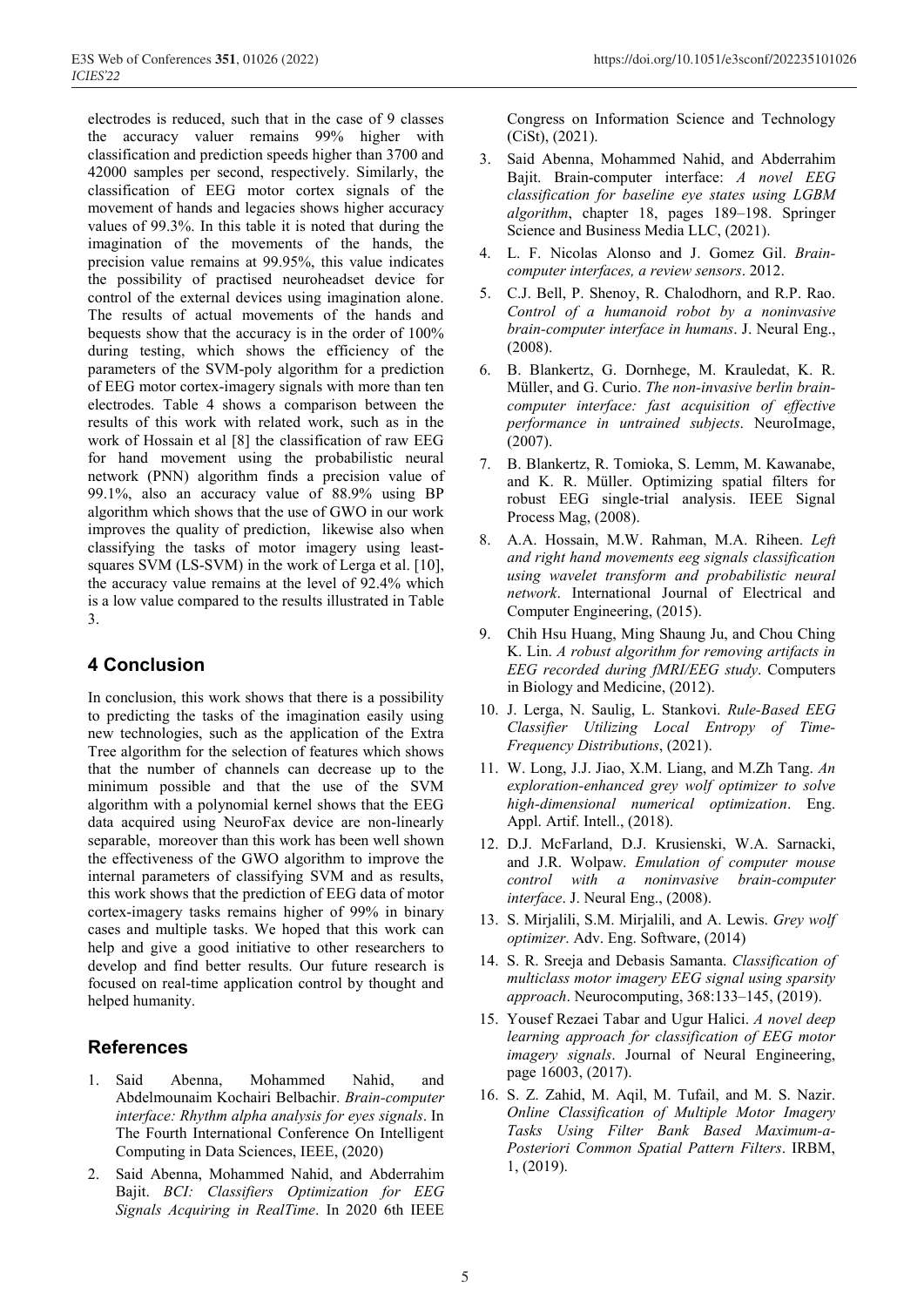electrodes is reduced, such that in the case of 9 classes the accuracy valuer remains 99% higher with classification and prediction speeds higher than 3700 and 42000 samples per second, respectively. Similarly, the classification of EEG motor cortex signals of the movement of hands and legacies shows higher accuracy values of 99.3%. In this table it is noted that during the imagination of the movements of the hands, the precision value remains at 99.95%, this value indicates the possibility of practised neuroheadset device for control of the external devices using imagination alone. The results of actual movements of the hands and bequests show that the accuracy is in the order of 100% during testing, which shows the efficiency of the parameters of the SVM-poly algorithm for a prediction of EEG motor cortex-imagery signals with more than ten electrodes. Table 4 shows a comparison between the results of this work with related work, such as in the work of Hossain et al [8] the classification of raw EEG for hand movement using the probabilistic neural network (PNN) algorithm finds a precision value of 99.1%, also an accuracy value of 88.9% using BP algorithm which shows that the use of GWO in our work improves the quality of prediction, likewise also when classifying the tasks of motor imagery using least-squares SVM (LS-SVM) in the work of Lerga et al. [10], the accuracy value remains at the level of 92.4% which is a low value compared to the results illustrated in Table 3.

## 4 Conclusion

In conclusion, this work shows that there is a possibility to predicting the tasks of the imagination easily using new technologies, such as the application of the Extra Tree algorithm for the selection of features which shows that the number of channels can decrease up to the minimum possible and that the use of the SVM algorithm with a polynomial kernel shows that the EEG data acquired using NeuroFax device are non-linearly separable, moreover than this work has been well shown the effectiveness of the GWO algorithm to improve the internal parameters of classifying SVM and as results, this work shows that the prediction of EEG data of motor cortex-imagery tasks remains higher of 99% in binary cases and multiple tasks. We hoped that this work can help and give a good initiative to other researchers to develop and find better results. Our future research is focused on real-time application control by thought and helped humanity.

## References

1. Said Abenna, Mohammed Nahid, and Abdelmounaim Kochairi Belbachir. *Brain-computer interface: Rhythm alpha analysis for eyes signals*. In The Fourth International Conference On Intelligent Computing in Data Sciences, IEEE, (2020)
2. Said Abenna, Mohammed Nahid, and Abderrahim Bajit. *BCI: Classifiers Optimization for EEG Signals Acquiring in RealTime*. In 2020 6th IEEE Congress on Information Science and Technology (CiSt), (2021).
3. Said Abenna, Mohammed Nahid, and Abderrahim Bajit. Brain-computer interface: *A novel EEG classification for baseline eye states using LGBM algorithm*, chapter 18, pages 189–198. Springer Science and Business Media LLC, (2021).
4. L. F. Nicolas Alonso and J. Gomez Gil. *Brain-computer interfaces, a review sensors*. 2012.
5. C.J. Bell, P. Shenoy, R. Chalodhorn, and R.P. Rao. *Control of a humanoid robot by a noninvasive brain-computer interface in humans*. J. Neural Eng., (2008).
6. B. Blankertz, G. Dornhege, M. Krauledat, K. R. Müller, and G. Curio. *The non-invasive berlin brain-computer interface: fast acquisition of effective performance in untrained subjects*. NeuroImage, (2007).
7. B. Blankertz, R. Tomioka, S. Lemm, M. Kawanabe, and K. R. Müller. Optimizing spatial filters for robust EEG single-trial analysis. IEEE Signal Process Mag, (2008).
8. A.A. Hossain, M.W. Rahman, M.A. Riheen. *Left and right hand movements eeg signals classification using wavelet transform and probabilistic neural network*. International Journal of Electrical and Computer Engineering, (2015).
9. Chih Hsu Huang, Ming Shaung Ju, and Chou Ching K. Lin. *A robust algorithm for removing artifacts in EEG recorded during fMRI/EEG study*. Computers in Biology and Medicine, (2012).
10. J. Lerga, N. Saulig, L. Stankovi. *Rule-Based EEG Classifier Utilizing Local Entropy of Time-Frequency Distributions*, (2021).
11. W. Long, J.J. Jiao, X.M. Liang, and M.Zh Tang. *An exploration-enhanced grey wolf optimizer to solve high-dimensional numerical optimization*. Eng. Appl. Artif. Intell., (2018).
12. D.J. McFarland, D.J. Krusienski, W.A. Sarnacki, and J.R. Wolpaw. *Emulation of computer mouse control with a noninvasive brain-computer interface*. J. Neural Eng., (2008).
13. S. Mirjalili, S.M. Mirjalili, and A. Lewis. *Grey wolf optimizer*. Adv. Eng. Software, (2014)
14. S. R. Sreeja and Debasis Samanta. *Classification of multiclass motor imagery EEG signal using sparsity approach*. Neurocomputing, 368:133–145, (2019).
15. Yousef Rezaei Tabar and Ugur Halici. *A novel deep learning approach for classification of EEG motor imagery signals*. Journal of Neural Engineering, page 16003, (2017).
16. S. Z. Zahid, M. Aqil, M. Tufail, and M. S. Nazir. *Online Classification of Multiple Motor Imagery Tasks Using Filter Bank Based Maximum-a-Posteriori Common Spatial Pattern Filters*. IRBM, 1, (2019).